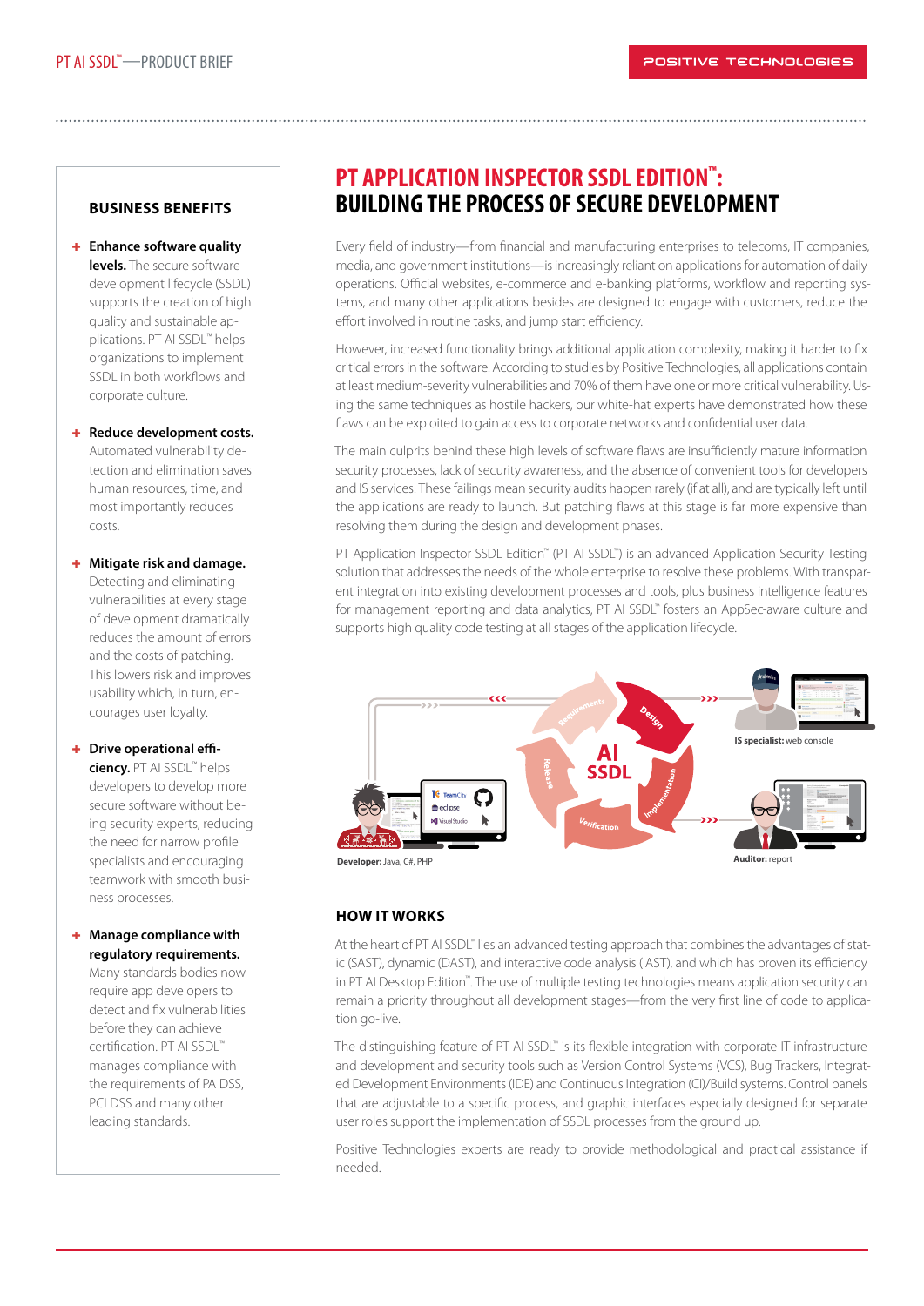# PT APPLICATION INSPECTOR SSDL EDITION™: BUILDING THE PROCESS OF SECURE DEVELOPMENT

Every field of industry—from financial and manufacturing enterprises to telecoms, IT companies, media, and government institutions—is increasingly reliant on applications for automation of daily operations. Official websites, e-commerce and e-banking platforms, workflow and reporting systems, and many other applications besides are designed to engage with customers, reduce the effort involved in routine tasks, and jump start efficiency.

However, increased functionality brings additional application complexity, making it harder to fix critical errors in the software. According to studies by Positive Technologies, all applications contain at least medium-severity vulnerabilities and 70% of them have one or more critical vulnerability. Using the same techniques as hostile hackers, our white-hat experts have demonstrated how these flaws can be exploited to gain access to corporate networks and confidential user data.

The main culprits behind these high levels of software flaws are insufficiently mature information security processes, lack of security awareness, and the absence of convenient tools for developers and IS services. These failings mean security audits happen rarely (if at all), and are typically left until the applications are ready to launch. But patching flaws at this stage is far more expensive than resolving them during the design and development phases.

PT Application Inspector SSDL Edition™ (PT AI SSDL™) is an advanced Application Security Testing solution that addresses the needs of the whole enterprise to resolve these problems. With transparent integration into existing development processes and tools, plus business intelligence features for management reporting and data analytics, PT AI SSDL™ fosters an AppSec-aware culture and supports high quality code testing at all stages of the application lifecycle.

Developer: Java, C#, PHP

IS specialist: web console

Auditor: report

## HOW IT WORKS

At the heart of PT AI SSDL™ lies an advanced testing approach that combines the advantages of static (SAST), dynamic (DAST), and interactive code analysis (IAST), and which has proven its efficiency in PT AI Desktop Edition™. The use of multiple testing technologies means application security can remain a priority throughout all development stages—from the very first line of code to application go-live.

The distinguishing feature of PT AI SSDL™ is its flexible integration with corporate IT infrastructure and development and security tools such as Version Control Systems (VCS), Bug Trackers, Integrated Development Environments (IDE) and Continuous Integration (CI)/Build systems. Control panels that are adjustable to a specific process, and graphic interfaces especially designed for separate user roles support the implementation of SSDL processes from the ground up.

Positive Technologies experts are ready to provide methodological and practical assistance if needed.

## BUSINESS BENEFITS

- **Enhance software quality levels.** The secure software development lifecycle (SSDL) supports the creation of high quality and sustainable applications. PT AI SSDL™ helps organizations to implement SSDL in both workflows and corporate culture.

- **Reduce development costs.** Automated vulnerability detection and elimination saves human resources, time, and most importantly reduces costs.

- **Mitigate risk and damage.** Detecting and eliminating vulnerabilities at every stage of development dramatically reduces the amount of errors and the costs of patching. This lowers risk and improves usability which, in turn, encourages user loyalty.

- **Drive operational efficiency.** PT AI SSDL™ helps developers to develop more secure software without being security experts, reducing the need for narrow profile specialists and encouraging teamwork with smooth business processes.

- **Manage compliance with regulatory requirements.** Many standards bodies now require app developers to detect and fix vulnerabilities before they can achieve certification. PT AI SSDL™ manages compliance with the requirements of PA DSS, PCI DSS and many other leading standards.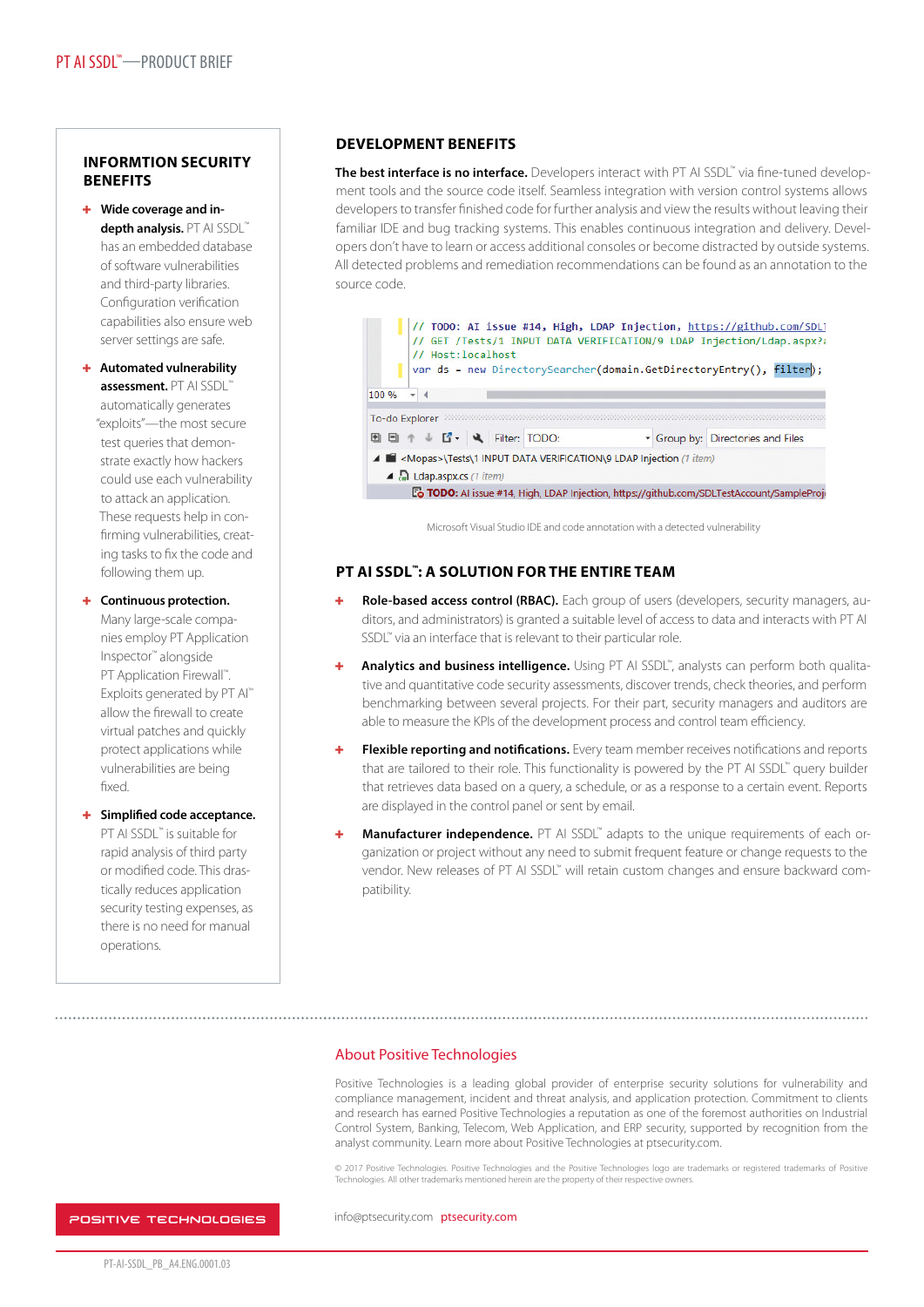## INFORMTION SECURITY BENEFITS

- **Wide coverage and in-depth analysis.** PT AI SSDL™ has an embedded database of software vulnerabilities and third-party libraries. Configuration verification capabilities also ensure web server settings are safe.
- **Automated vulnerability assessment.** PT AI SSDL™ automatically generates "exploits"—the most secure test queries that demonstrate exactly how hackers could use each vulnerability to attack an application. These requests help in confirming vulnerabilities, creating tasks to fix the code and following them up.
- **Continuous protection.** Many large-scale companies employ PT Application Inspector™ alongside PT Application Firewall™. Exploits generated by PT AI™ allow the firewall to create virtual patches and quickly protect applications while vulnerabilities are being fixed.
- **Simplified code acceptance.** PT AI SSDL™ is suitable for rapid analysis of third party or modified code. This drastically reduces application security testing expenses, as there is no need for manual operations.

## DEVELOPMENT BENEFITS

**The best interface is no interface.** Developers interact with PT AI SSDL™ via fine-tuned development tools and the source code itself. Seamless integration with version control systems allows developers to transfer finished code for further analysis and view the results without leaving their familiar IDE and bug tracking systems. This enables continuous integration and delivery. Developers don't have to learn or access additional consoles or become distracted by outside systems. All detected problems and remediation recommendations can be found as an annotation to the source code.

```
// TODO: AI issue #14, High, LDAP Injection, https://github.com/SDLT
// GET /Tests/1 INPUT DATA VERIFICATION/9 LDAP Injection/Ldap.aspx?a
// Host:localhost
var ds = new DirectorySearcher(domain.GetDirectoryEntry(), filter);
```

```
To-do Explorer
Filter: TODO:    Group by: Directories and Files
<Mopas>\Tests\1 INPUT DATA VERIFICATION\9 LDAP Injection (1 item)
  Ldap.aspx.cs (1 item)
    TODO: AI issue #14, High, LDAP Injection, https://github.com/SDLTestAccount/SampleProj
```

Microsoft Visual Studio IDE and code annotation with a detected vulnerability

## PT AI SSDL™: A SOLUTION FOR THE ENTIRE TEAM

- **Role-based access control (RBAC).** Each group of users (developers, security managers, auditors, and administrators) is granted a suitable level of access to data and interacts with PT AI SSDL™ via an interface that is relevant to their particular role.
- **Analytics and business intelligence.** Using PT AI SSDL™, analysts can perform both qualitative and quantitative code security assessments, discover trends, check theories, and perform benchmarking between several projects. For their part, security managers and auditors are able to measure the KPIs of the development process and control team efficiency.
- **Flexible reporting and notifications.** Every team member receives notifications and reports that are tailored to their role. This functionality is powered by the PT AI SSDL™ query builder that retrieves data based on a query, a schedule, or as a response to a certain event. Reports are displayed in the control panel or sent by email.
- **Manufacturer independence.** PT AI SSDL™ adapts to the unique requirements of each organization or project without any need to submit frequent feature or change requests to the vendor. New releases of PT AI SSDL™ will retain custom changes and ensure backward compatibility.

## About Positive Technologies

Positive Technologies is a leading global provider of enterprise security solutions for vulnerability and compliance management, incident and threat analysis, and application protection. Commitment to clients and research has earned Positive Technologies a reputation as one of the foremost authorities on Industrial Control System, Banking, Telecom, Web Application, and ERP security, supported by recognition from the analyst community. Learn more about Positive Technologies at ptsecurity.com.

© 2017 Positive Technologies. Positive Technologies and the Positive Technologies logo are trademarks or registered trademarks of Positive Technologies. All other trademarks mentioned herein are the property of their respective owners.

POSITIVE TECHNOLOGIES

info@ptsecurity.com ptsecurity.com

PT-AI-SSDL_PB_A4.ENG.0001.03